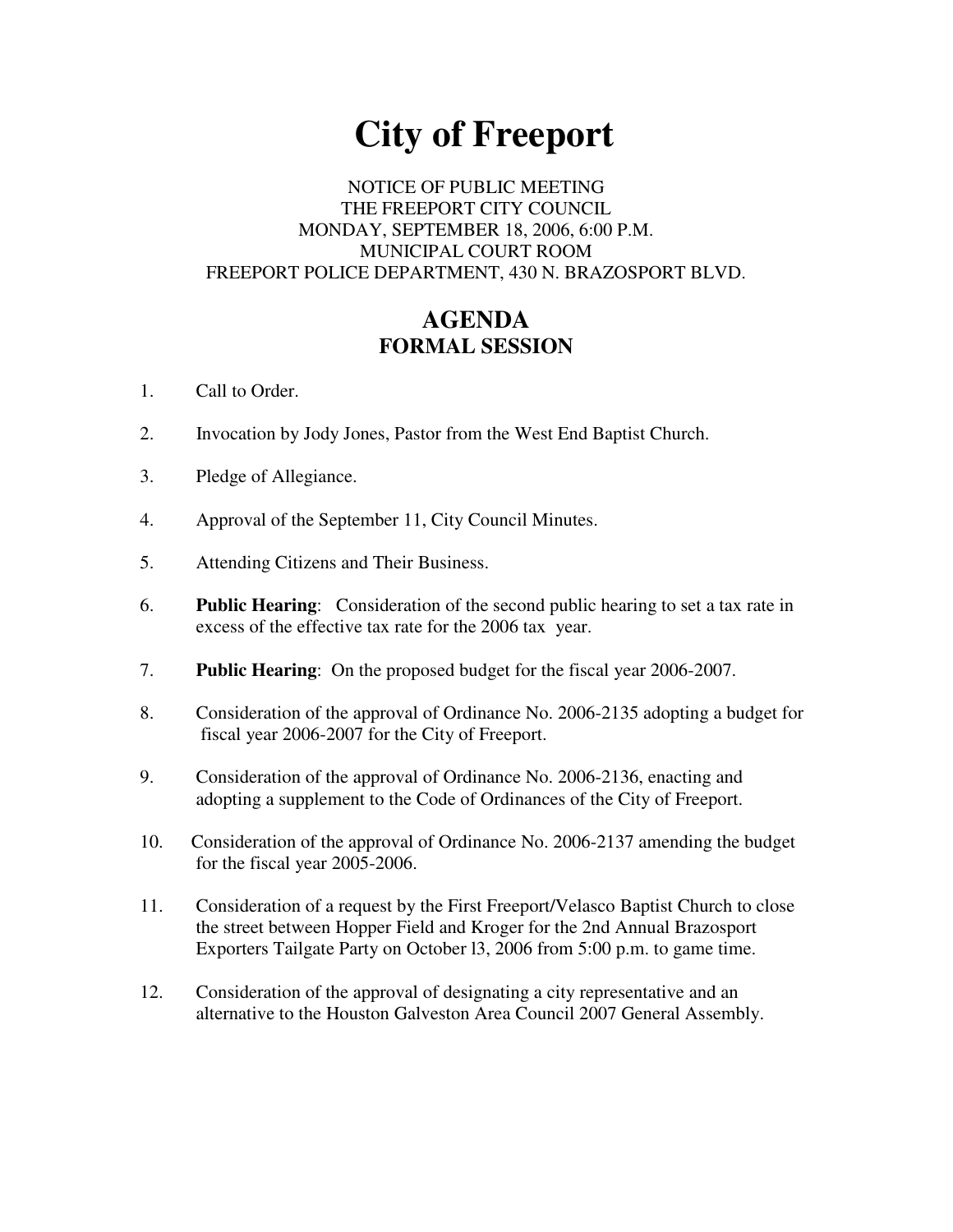# City of Freeport

NOTICE OF PUBLIC MEETING
THE FREEPORT CITY COUNCIL
MONDAY, SEPTEMBER 18, 2006, 6:00 P.M.
MUNICIPAL COURT ROOM
FREEPORT POLICE DEPARTMENT, 430 N. BRAZOSPORT BLVD.

## AGENDA
### FORMAL SESSION

1. Call to Order.

2. Invocation by Jody Jones, Pastor from the West End Baptist Church.

3. Pledge of Allegiance.

4. Approval of the September 11, City Council Minutes.

5. Attending Citizens and Their Business.

6. **Public Hearing**: Consideration of the second public hearing to set a tax rate in excess of the effective tax rate for the 2006 tax year.

7. **Public Hearing**: On the proposed budget for the fiscal year 2006-2007.

8. Consideration of the approval of Ordinance No. 2006-2135 adopting a budget for fiscal year 2006-2007 for the City of Freeport.

9. Consideration of the approval of Ordinance No. 2006-2136, enacting and adopting a supplement to the Code of Ordinances of the City of Freeport.

10. Consideration of the approval of Ordinance No. 2006-2137 amending the budget for the fiscal year 2005-2006.

11. Consideration of a request by the First Freeport/Velasco Baptist Church to close the street between Hopper Field and Kroger for the 2nd Annual Brazosport Exporters Tailgate Party on October l3, 2006 from 5:00 p.m. to game time.

12. Consideration of the approval of designating a city representative and an alternative to the Houston Galveston Area Council 2007 General Assembly.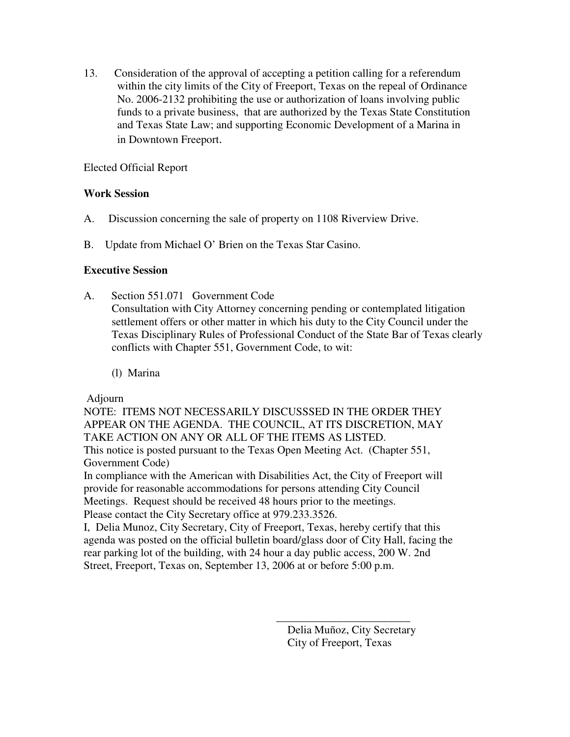13. Consideration of the approval of accepting a petition calling for a referendum within the city limits of the City of Freeport, Texas on the repeal of Ordinance No. 2006-2132 prohibiting the use or authorization of loans involving public funds to a private business, that are authorized by the Texas State Constitution and Texas State Law; and supporting Economic Development of a Marina in in Downtown Freeport.

Elected Official Report

**Work Session**

A. Discussion concerning the sale of property on 1108 Riverview Drive.

B. Update from Michael O' Brien on the Texas Star Casino.

**Executive Session**

A. Section 551.071 Government Code
Consultation with City Attorney concerning pending or contemplated litigation settlement offers or other matter in which his duty to the City Council under the Texas Disciplinary Rules of Professional Conduct of the State Bar of Texas clearly conflicts with Chapter 551, Government Code, to wit:

(l) Marina

Adjourn

NOTE: ITEMS NOT NECESSARILY DISCUSSSED IN THE ORDER THEY APPEAR ON THE AGENDA. THE COUNCIL, AT ITS DISCRETION, MAY TAKE ACTION ON ANY OR ALL OF THE ITEMS AS LISTED.

This notice is posted pursuant to the Texas Open Meeting Act. (Chapter 551, Government Code)

In compliance with the American with Disabilities Act, the City of Freeport will provide for reasonable accommodations for persons attending City Council Meetings. Request should be received 48 hours prior to the meetings. Please contact the City Secretary office at 979.233.3526.

I, Delia Munoz, City Secretary, City of Freeport, Texas, hereby certify that this agenda was posted on the official bulletin board/glass door of City Hall, facing the rear parking lot of the building, with 24 hour a day public access, 200 W. 2nd Street, Freeport, Texas on, September 13, 2006 at or before 5:00 p.m.

\_\_\_\_\_\_\_\_\_\_\_\_\_\_\_\_\_\_\_\_\_\_\_\_\_

Delia Muñoz, City Secretary
City of Freeport, Texas